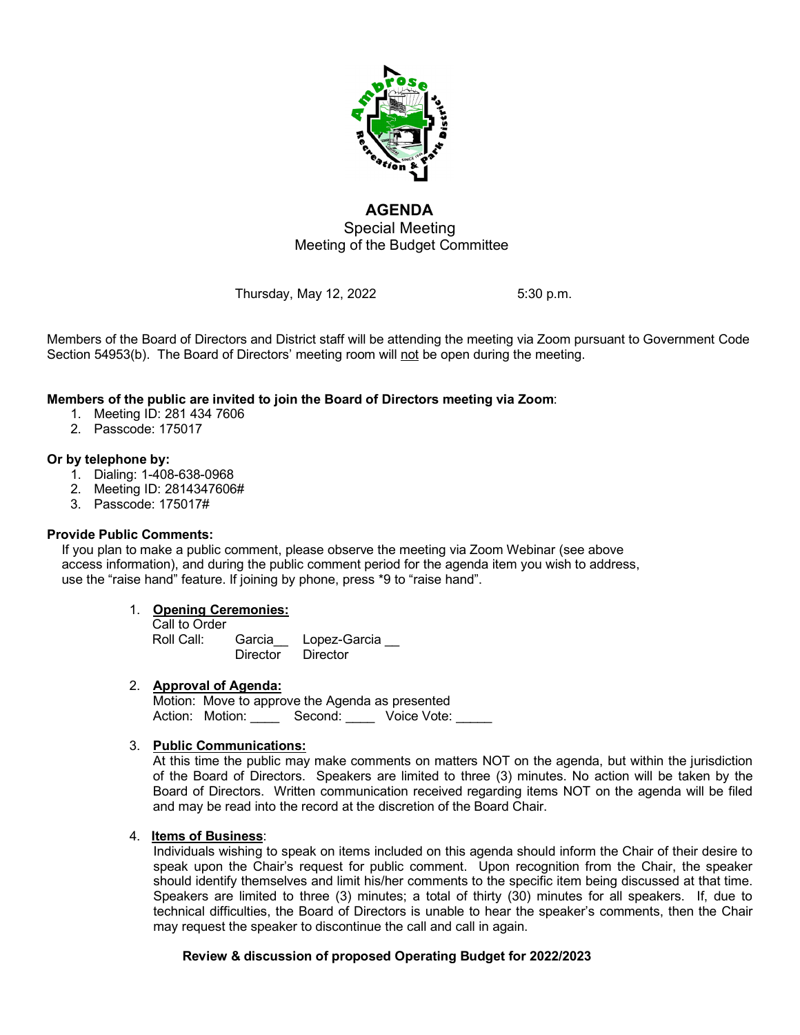# AGENDA

## Special Meeting
## Meeting of the Budget Committee

Thursday, May 12, 2022 5:30 p.m.

Members of the Board of Directors and District staff will be attending the meeting via Zoom pursuant to Government Code Section 54953(b). The Board of Directors' meeting room will not be open during the meeting.

**Members of the public are invited to join the Board of Directors meeting via Zoom**:

1. Meeting ID: 281 434 7606
2. Passcode: 175017

**Or by telephone by:**

1. Dialing: 1-408-638-0968
2. Meeting ID: 2814347606#
3. Passcode: 175017#

**Provide Public Comments:**

If you plan to make a public comment, please observe the meeting via Zoom Webinar (see above access information), and during the public comment period for the agenda item you wish to address, use the "raise hand" feature. If joining by phone, press *9 to "raise hand".

1. **Opening Ceremonies:**
   Call to Order
   Roll Call: Garcia__ Director Lopez-Garcia __ Director

2. **Approval of Agenda:**
   Motion: Move to approve the Agenda as presented
   Action: Motion: ____ Second: ____ Voice Vote: _____

3. **Public Communications:**
   At this time the public may make comments on matters NOT on the agenda, but within the jurisdiction of the Board of Directors. Speakers are limited to three (3) minutes. No action will be taken by the Board of Directors. Written communication received regarding items NOT on the agenda will be filed and may be read into the record at the discretion of the Board Chair.

4. **Items of Business**:
   Individuals wishing to speak on items included on this agenda should inform the Chair of their desire to speak upon the Chair's request for public comment. Upon recognition from the Chair, the speaker should identify themselves and limit his/her comments to the specific item being discussed at that time. Speakers are limited to three (3) minutes; a total of thirty (30) minutes for all speakers. If, due to technical difficulties, the Board of Directors is unable to hear the speaker's comments, then the Chair may request the speaker to discontinue the call and call in again.

   **Review & discussion of proposed Operating Budget for 2022/2023**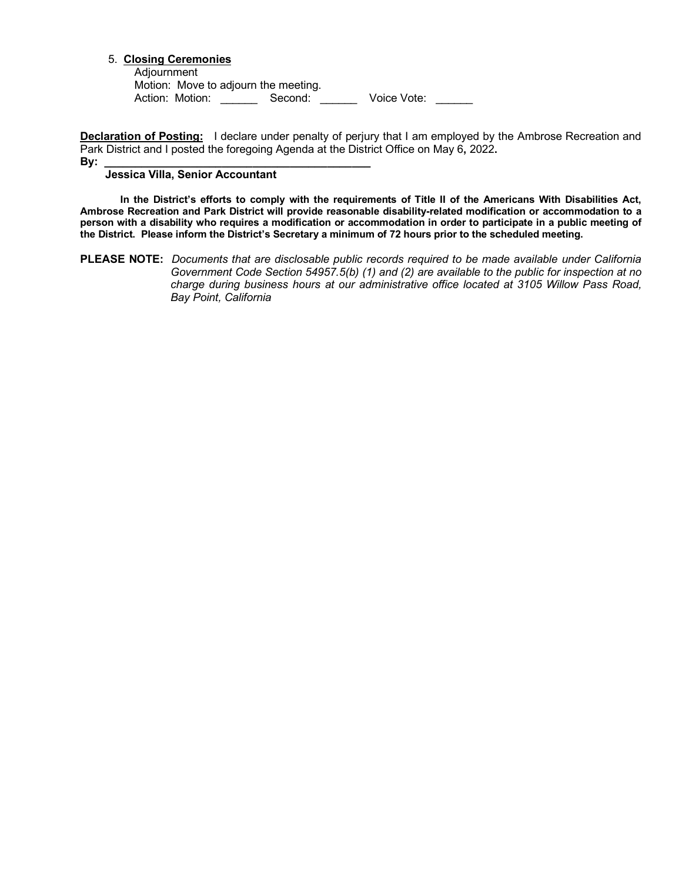5. **Closing Ceremonies**

   Adjournment

   Motion: Move to adjourn the meeting.

   Action: Motion: ______ Second: ______ Voice Vote: ______

**Declaration of Posting:** I declare under penalty of perjury that I am employed by the Ambrose Recreation and Park District and I posted the foregoing Agenda at the District Office on May 6**,** 2022**.**

**By: ___________________________________________**

**Jessica Villa, Senior Accountant**

**In the District's efforts to comply with the requirements of Title II of the Americans With Disabilities Act, Ambrose Recreation and Park District will provide reasonable disability-related modification or accommodation to a person with a disability who requires a modification or accommodation in order to participate in a public meeting of the District. Please inform the District's Secretary a minimum of 72 hours prior to the scheduled meeting.**

**PLEASE NOTE:** *Documents that are disclosable public records required to be made available under California Government Code Section 54957.5(b) (1) and (2) are available to the public for inspection at no charge during business hours at our administrative office located at 3105 Willow Pass Road, Bay Point, California*